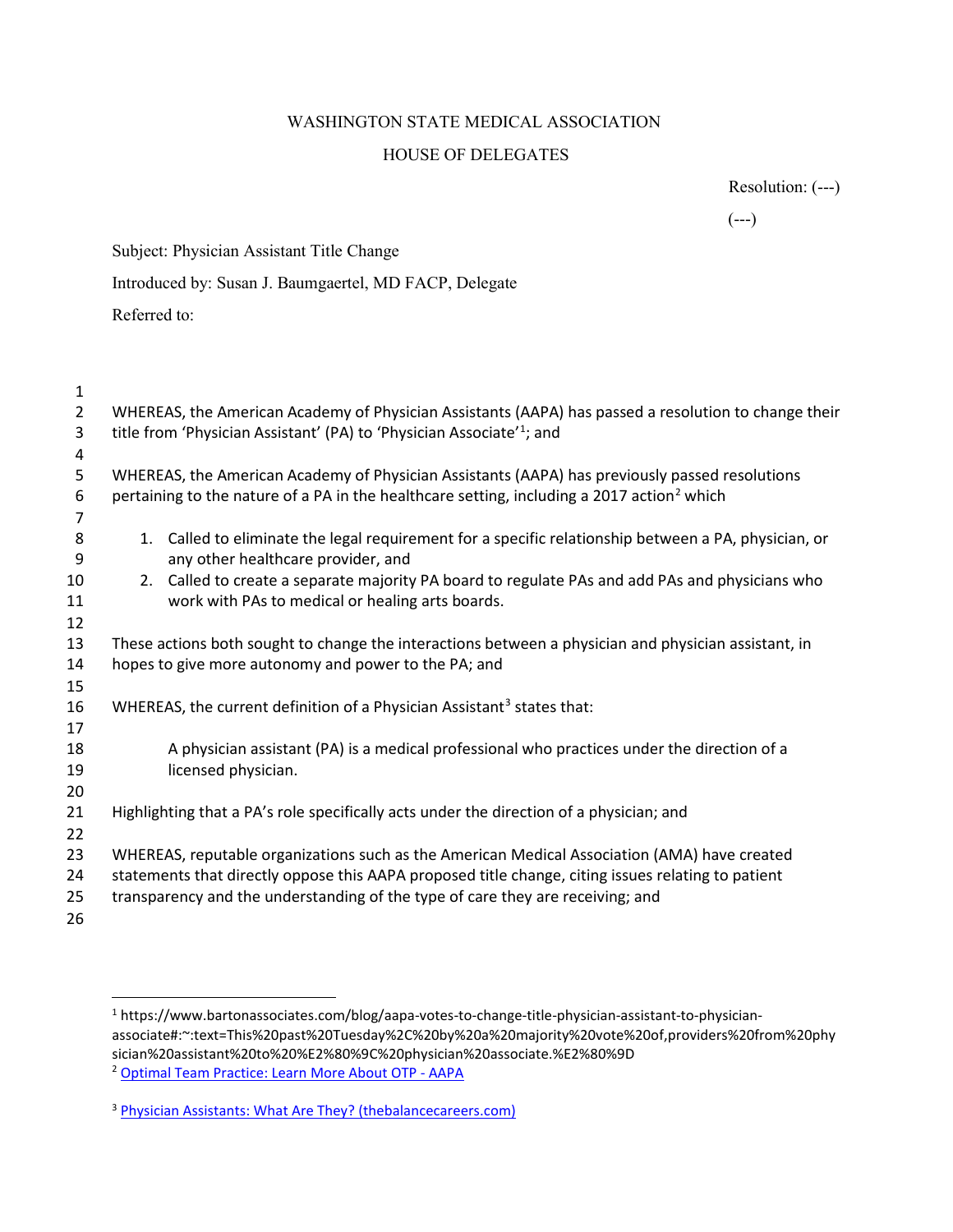WASHINGTON STATE MEDICAL ASSOCIATION

HOUSE OF DELEGATES

Resolution: (---)

(---)

Subject: Physician Assistant Title Change

Introduced by: Susan J. Baumgaertel, MD FACP, Delegate

Referred to:

WHEREAS, the American Academy of Physician Assistants (AAPA) has passed a resolution to change their title from 'Physician Assistant' (PA) to 'Physician Associate'[1]; and

WHEREAS, the American Academy of Physician Assistants (AAPA) has previously passed resolutions pertaining to the nature of a PA in the healthcare setting, including a 2017 action[2] which

1. Called to eliminate the legal requirement for a specific relationship between a PA, physician, or any other healthcare provider, and
2. Called to create a separate majority PA board to regulate PAs and add PAs and physicians who work with PAs to medical or healing arts boards.

These actions both sought to change the interactions between a physician and physician assistant, in hopes to give more autonomy and power to the PA; and

WHEREAS, the current definition of a Physician Assistant[3] states that:

> A physician assistant (PA) is a medical professional who practices under the direction of a licensed physician.

Highlighting that a PA's role specifically acts under the direction of a physician; and

WHEREAS, reputable organizations such as the American Medical Association (AMA) have created statements that directly oppose this AAPA proposed title change, citing issues relating to patient transparency and the understanding of the type of care they are receiving; and

---

[1] https://www.bartonassociates.com/blog/aapa-votes-to-change-title-physician-assistant-to-physician-associate#:~:text=This%20past%20Tuesday%2C%20by%20a%20majority%20vote%20of,providers%20from%20physician%20assistant%20to%20%E2%80%9C%20physician%20associate.%E2%80%9D

[2] Optimal Team Practice: Learn More About OTP - AAPA

[3] Physician Assistants: What Are They? (thebalancecareers.com)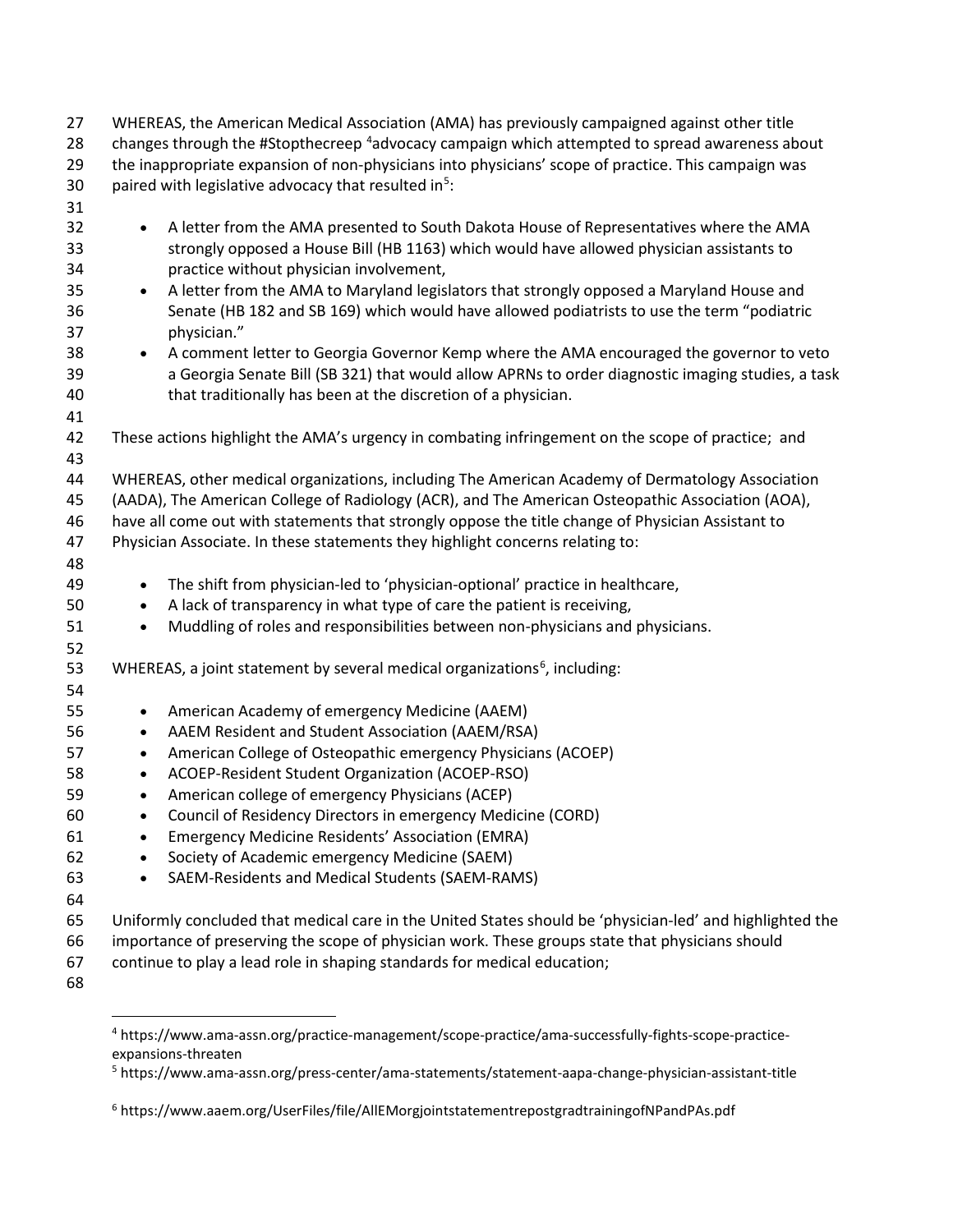WHEREAS, the American Medical Association (AMA) has previously campaigned against other title changes through the #Stopthecreep [4]advocacy campaign which attempted to spread awareness about the inappropriate expansion of non-physicians into physicians' scope of practice. This campaign was paired with legislative advocacy that resulted in[5]:

- A letter from the AMA presented to South Dakota House of Representatives where the AMA strongly opposed a House Bill (HB 1163) which would have allowed physician assistants to practice without physician involvement,
- A letter from the AMA to Maryland legislators that strongly opposed a Maryland House and Senate (HB 182 and SB 169) which would have allowed podiatrists to use the term "podiatric physician."
- A comment letter to Georgia Governor Kemp where the AMA encouraged the governor to veto a Georgia Senate Bill (SB 321) that would allow APRNs to order diagnostic imaging studies, a task that traditionally has been at the discretion of a physician.

These actions highlight the AMA's urgency in combating infringement on the scope of practice; and

WHEREAS, other medical organizations, including The American Academy of Dermatology Association (AADA), The American College of Radiology (ACR), and The American Osteopathic Association (AOA), have all come out with statements that strongly oppose the title change of Physician Assistant to Physician Associate. In these statements they highlight concerns relating to:

- The shift from physician-led to 'physician-optional' practice in healthcare,
- A lack of transparency in what type of care the patient is receiving,
- Muddling of roles and responsibilities between non-physicians and physicians.

WHEREAS, a joint statement by several medical organizations[6], including:

- American Academy of emergency Medicine (AAEM)
- AAEM Resident and Student Association (AAEM/RSA)
- American College of Osteopathic emergency Physicians (ACOEP)
- ACOEP-Resident Student Organization (ACOEP-RSO)
- American college of emergency Physicians (ACEP)
- Council of Residency Directors in emergency Medicine (CORD)
- Emergency Medicine Residents' Association (EMRA)
- Society of Academic emergency Medicine (SAEM)
- SAEM-Residents and Medical Students (SAEM-RAMS)

Uniformly concluded that medical care in the United States should be 'physician-led' and highlighted the importance of preserving the scope of physician work. These groups state that physicians should continue to play a lead role in shaping standards for medical education;

---

[4] https://www.ama-assn.org/practice-management/scope-practice/ama-successfully-fights-scope-practice-expansions-threaten

[5] https://www.ama-assn.org/press-center/ama-statements/statement-aapa-change-physician-assistant-title

[6] https://www.aaem.org/UserFiles/file/AllEMorgjointstatementrepostgradtrainingofNPandPAs.pdf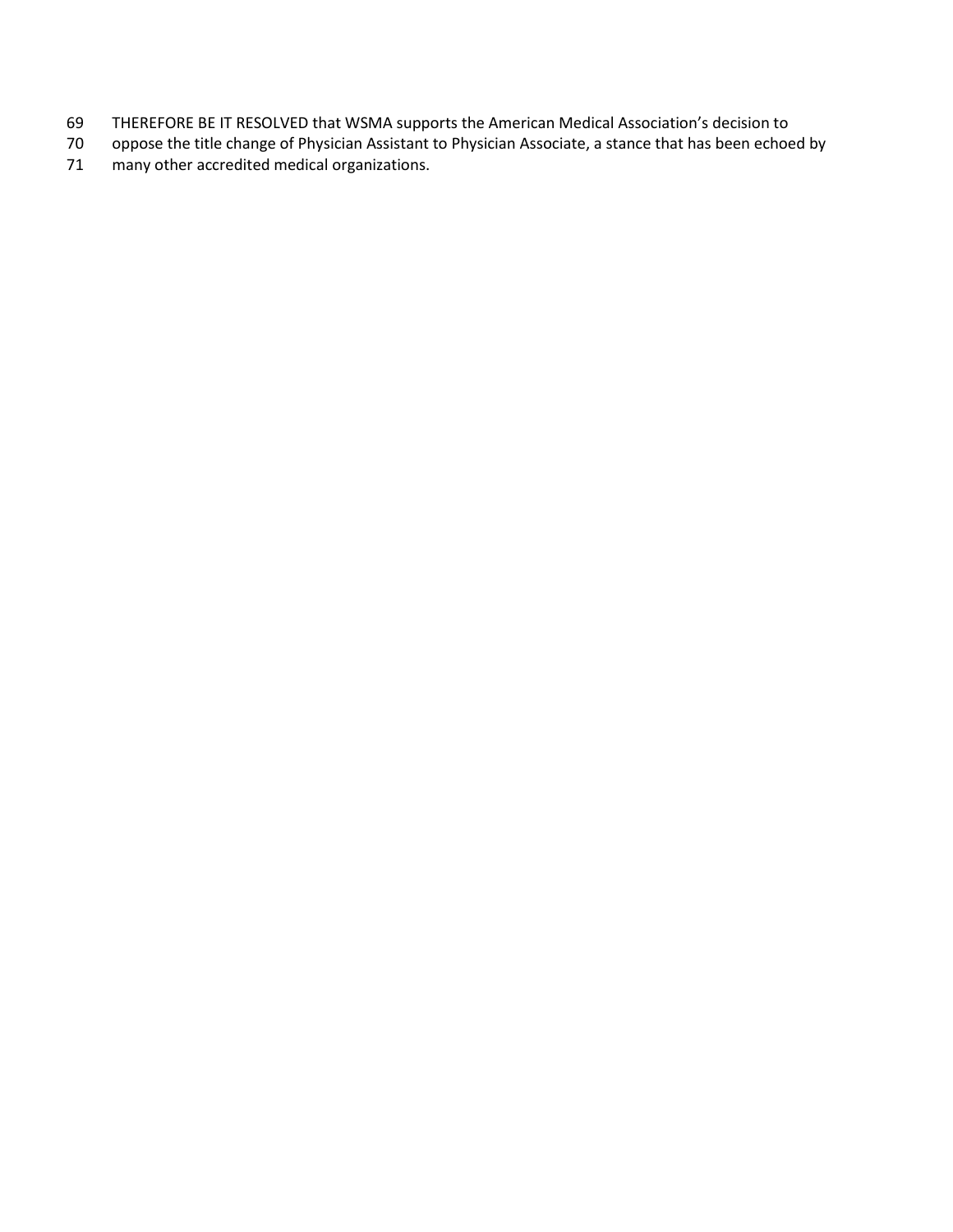THEREFORE BE IT RESOLVED that WSMA supports the American Medical Association's decision to oppose the title change of Physician Assistant to Physician Associate, a stance that has been echoed by many other accredited medical organizations.